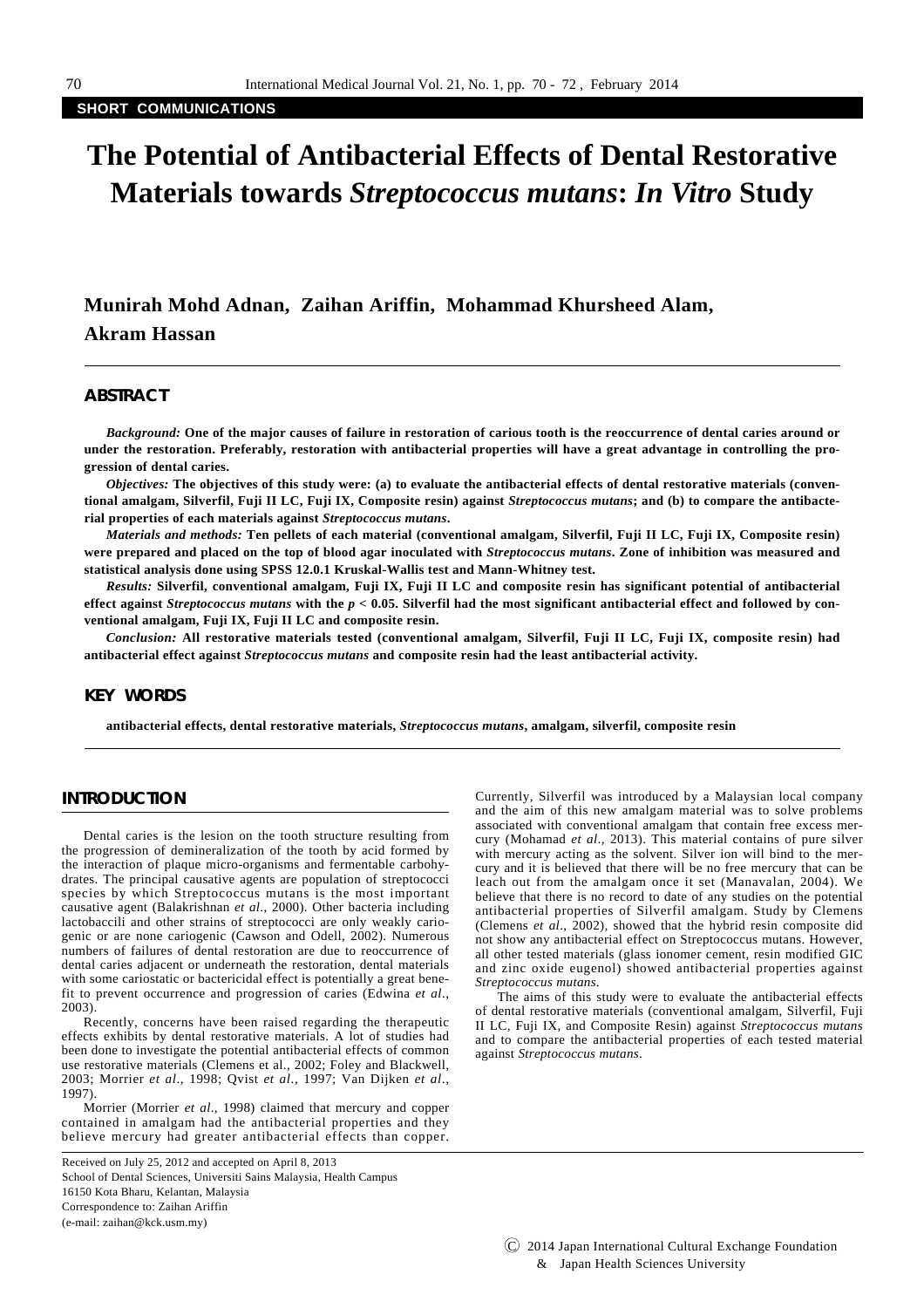**SHORT COMMUNICATIONS**

# The Potential of Antibacterial Effects of Dental Restorative Materials towards *Streptococcus mutans*: *In Vitro* Study

**Munirah Mohd Adnan, Zaihan Ariffin, Mohammad Khursheed Alam, Akram Hassan**

## ABSTRACT

*Background:* **One of the major causes of failure in restoration of carious tooth is the reoccurrence of dental caries around or under the restoration. Preferably, restoration with antibacterial properties will have a great advantage in controlling the progression of dental caries.**

*Objectives:* **The objectives of this study were: (a) to evaluate the antibacterial effects of dental restorative materials (conventional amalgam, Silverfil, Fuji II LC, Fuji IX, Composite resin) against *Streptococcus mutans*; and (b) to compare the antibacterial properties of each materials against *Streptococcus mutans*.**

*Materials and methods:* **Ten pellets of each material (conventional amalgam, Silverfil, Fuji II LC, Fuji IX, Composite resin) were prepared and placed on the top of blood agar inoculated with *Streptococcus mutans*. Zone of inhibition was measured and statistical analysis done using SPSS 12.0.1 Kruskal-Wallis test and Mann-Whitney test.**

*Results:* **Silverfil, conventional amalgam, Fuji IX, Fuji II LC and composite resin has significant potential of antibacterial effect against *Streptococcus mutans* with the $p < 0.05$. Silverfil had the most significant antibacterial effect and followed by conventional amalgam, Fuji IX, Fuji II LC and composite resin.**

*Conclusion:* **All restorative materials tested (conventional amalgam, Silverfil, Fuji II LC, Fuji IX, composite resin) had antibacterial effect against *Streptococcus mutans* and composite resin had the least antibacterial activity.**

## KEY WORDS

**antibacterial effects, dental restorative materials, *Streptococcus mutans*, amalgam, silverfil, composite resin**

## INTRODUCTION

Dental caries is the lesion on the tooth structure resulting from the progression of demineralization of the tooth by acid formed by the interaction of plaque micro-organisms and fermentable carbohydrates. The principal causative agents are population of streptococci species by which Streptococcus mutans is the most important causative agent (Balakrishnan *et al.*, 2000). Other bacteria including lactobacilli and other strains of streptococci are only weakly cariogenic or are none cariogenic (Cawson and Odell, 2002). Numerous numbers of failures of dental restoration are due to reoccurrence of dental caries adjacent or underneath the restoration, dental materials with some cariostatic or bactericidal effect is potentially a great benefit to prevent occurrence and progression of caries (Edwina *et al.*, 2003).

Recently, concerns have been raised regarding the therapeutic effects exhibits by dental restorative materials. A lot of studies had been done to investigate the potential antibacterial effects of common use restorative materials (Clemens et al., 2002; Foley and Blackwell, 2003; Morrier *et al.*, 1998; Qvist *et al.*, 1997; Van Dijken *et al.*, 1997).

Morrier (Morrier *et al.*, 1998) claimed that mercury and copper contained in amalgam had the antibacterial properties and they believe mercury had greater antibacterial effects than copper. Currently, Silverfil was introduced by a Malaysian local company and the aim of this new amalgam material was to solve problems associated with conventional amalgam that contain free excess mercury (Mohamad *et al.*, 2013). This material contains of pure silver with mercury acting as the solvent. Silver ion will bind to the mercury and it is believed that there will be no free mercury that can be leach out from the amalgam once it set (Manavalan, 2004). We believe that there is no record to date of any studies on the potential antibacterial properties of Silverfil amalgam. Study by Clemens (Clemens *et al.*, 2002), showed that the hybrid resin composite did not show any antibacterial effect on Streptococcus mutans. However, all other tested materials (glass ionomer cement, resin modified GIC and zinc oxide eugenol) showed antibacterial properties against *Streptococcus mutans*.

The aims of this study were to evaluate the antibacterial effects of dental restorative materials (conventional amalgam, Silverfil, Fuji II LC, Fuji IX, and Composite Resin) against *Streptococcus mutans* and to compare the antibacterial properties of each tested material against *Streptococcus mutans*.

Received on July 25, 2012 and accepted on April 8, 2013
School of Dental Sciences, Universiti Sains Malaysia, Health Campus
16150 Kota Bharu, Kelantan, Malaysia
Correspondence to: Zaihan Ariffin
(e-mail: zaihan@kck.usm.my)

© 2014 Japan International Cultural Exchange Foundation & Japan Health Sciences University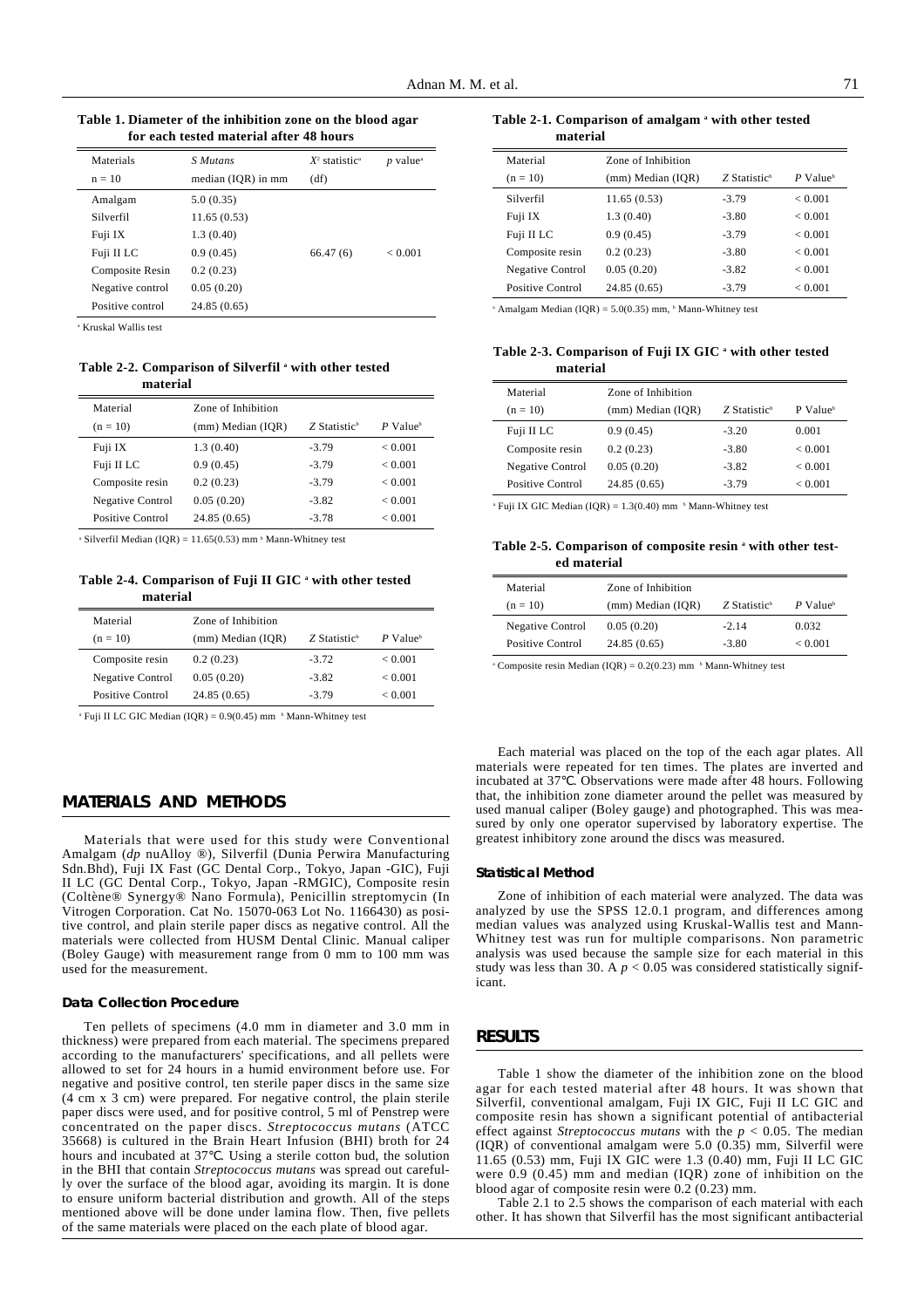**Table 1. Diameter of the inhibition zone on the blood agar for each tested material after 48 hours**

| Materials<br>n = 10 | *S Mutans*<br>median (IQR) in mm | $X^2$ statistic[a]<br>(df) | *p* value[a] |
|---|---|---|---|
| Amalgam | 5.0 (0.35) | | |
| Silverfil | 11.65 (0.53) | | |
| Fuji IX | 1.3 (0.40) | | |
| Fuji II LC | 0.9 (0.45) | 66.47 (6) | < 0.001 |
| Composite Resin | 0.2 (0.23) | | |
| Negative control | 0.05 (0.20) | | |
| Positive control | 24.85 (0.65) | | |

[a] Kruskal Wallis test

**Table 2-1. Comparison of amalgam [a] with other tested material**

| Material<br>(n = 10) | Zone of Inhibition<br>(mm) Median (IQR) | *Z* Statistic[b] | *P* Value[b] |
|---|---|---|---|
| Silverfil | 11.65 (0.53) | -3.79 | < 0.001 |
| Fuji IX | 1.3 (0.40) | -3.80 | < 0.001 |
| Fuji II LC | 0.9 (0.45) | -3.79 | < 0.001 |
| Composite resin | 0.2 (0.23) | -3.80 | < 0.001 |
| Negative Control | 0.05 (0.20) | -3.82 | < 0.001 |
| Positive Control | 24.85 (0.65) | -3.79 | < 0.001 |

[a] Amalgam Median (IQR) = 5.0(0.35) mm, [b] Mann-Whitney test

**Table 2-2. Comparison of Silverfil [a] with other tested material**

| Material<br>(n = 10) | Zone of Inhibition<br>(mm) Median (IQR) | *Z* Statistic[b] | *P* Value[b] |
|---|---|---|---|
| Fuji IX | 1.3 (0.40) | -3.79 | < 0.001 |
| Fuji II LC | 0.9 (0.45) | -3.79 | < 0.001 |
| Composite resin | 0.2 (0.23) | -3.79 | < 0.001 |
| Negative Control | 0.05 (0.20) | -3.82 | < 0.001 |
| Positive Control | 24.85 (0.65) | -3.78 | < 0.001 |

[a] Silverfil Median (IQR) = 11.65(0.53) mm [b] Mann-Whitney test

**Table 2-3. Comparison of Fuji IX GIC [a] with other tested material**

| Material<br>(n = 10) | Zone of Inhibition<br>(mm) Median (IQR) | *Z* Statistic[b] | P Value[b] |
|---|---|---|---|
| Fuji II LC | 0.9 (0.45) | -3.20 | 0.001 |
| Composite resin | 0.2 (0.23) | -3.80 | < 0.001 |
| Negative Control | 0.05 (0.20) | -3.82 | < 0.001 |
| Positive Control | 24.85 (0.65) | -3.79 | < 0.001 |

[a] Fuji IX GIC Median (IQR) = 1.3(0.40) mm [b] Mann-Whitney test

**Table 2-4. Comparison of Fuji II GIC [a] with other tested material**

| Material<br>(n = 10) | Zone of Inhibition<br>(mm) Median (IQR) | *Z* Statistic[b] | *P* Value[b] |
|---|---|---|---|
| Composite resin | 0.2 (0.23) | -3.72 | < 0.001 |
| Negative Control | 0.05 (0.20) | -3.82 | < 0.001 |
| Positive Control | 24.85 (0.65) | -3.79 | < 0.001 |

[a] Fuji II LC GIC Median (IQR) = 0.9(0.45) mm [b] Mann-Whitney test

**Table 2-5. Comparison of composite resin [a] with other tested material**

| Material<br>(n = 10) | Zone of Inhibition<br>(mm) Median (IQR) | *Z* Statistic[b] | *P* Value[b] |
|---|---|---|---|
| Negative Control | 0.05 (0.20) | -2.14 | 0.032 |
| Positive Control | 24.85 (0.65) | -3.80 | < 0.001 |

[a] Composite resin Median (IQR) = 0.2(0.23) mm [b] Mann-Whitney test

## MATERIALS AND METHODS

Materials that were used for this study were Conventional Amalgam (*dp* nuAlloy ®), Silverfil (Dunia Perwira Manufacturing Sdn.Bhd), Fuji IX Fast (GC Dental Corp., Tokyo, Japan -GIC), Fuji II LC (GC Dental Corp., Tokyo, Japan -RMGIC), Composite resin (Coltène® Synergy® Nano Formula), Penicillin streptomycin (In Vitrogen Corporation. Cat No. 15070-063 Lot No. 1166430) as positive control, and plain sterile paper discs as negative control. All the materials were collected from HUSM Dental Clinic. Manual caliper (Boley Gauge) with measurement range from 0 mm to 100 mm was used for the measurement.

### Data Collection Procedure

Ten pellets of specimens (4.0 mm in diameter and 3.0 mm in thickness) were prepared from each material. The specimens prepared according to the manufacturers' specifications, and all pellets were allowed to set for 24 hours in a humid environment before use. For negative and positive control, ten sterile paper discs in the same size (4 cm x 3 cm) were prepared. For negative control, the plain sterile paper discs were used, and for positive control, 5 ml of Penstrep were concentrated on the paper discs. *Streptococcus mutans* (ATCC 35668) is cultured in the Brain Heart Infusion (BHI) broth for 24 hours and incubated at 37°C. Using a sterile cotton bud, the solution in the BHI that contain *Streptococcus mutans* was spread out carefully over the surface of the blood agar, avoiding its margin. It is done to ensure uniform bacterial distribution and growth. All of the steps mentioned above will be done under lamina flow. Then, five pellets of the same materials were placed on the each plate of blood agar.

Each material was placed on the top of the each agar plates. All materials were repeated for ten times. The plates are inverted and incubated at 37°C. Observations were made after 48 hours. Following that, the inhibition zone diameter around the pellet was measured by used manual caliper (Boley gauge) and photographed. This was measured by only one operator supervised by laboratory expertise. The greatest inhibitory zone around the discs was measured.

### Statistical Method

Zone of inhibition of each material were analyzed. The data was analyzed by use the SPSS 12.0.1 program, and differences among median values was analyzed using Kruskal-Wallis test and Mann-Whitney test was run for multiple comparisons. Non parametric analysis was used because the sample size for each material in this study was less than 30. A $p < 0.05$ was considered statistically significant.

## RESULTS

Table 1 show the diameter of the inhibition zone on the blood agar for each tested material after 48 hours. It was shown that Silverfil, conventional amalgam, Fuji IX GIC, Fuji II LC GIC and composite resin has shown a significant potential of antibacterial effect against *Streptococcus mutans* with the $p < 0.05$. The median (IQR) of conventional amalgam were 5.0 (0.35) mm, Silverfil were 11.65 (0.53) mm, Fuji IX GIC were 1.3 (0.40) mm, Fuji II LC GIC were 0.9 (0.45) mm and median (IQR) zone of inhibition on the blood agar of composite resin were 0.2 (0.23) mm.

Table 2.1 to 2.5 shows the comparison of each material with each other. It has shown that Silverfil has the most significant antibacterial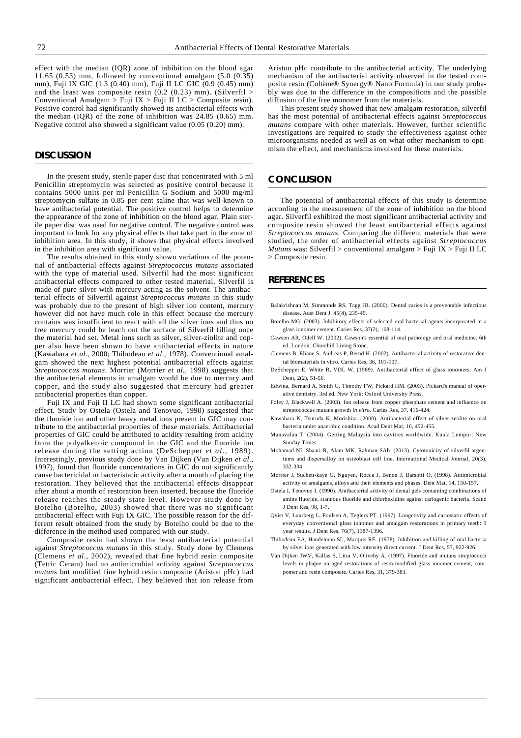effect with the median (IQR) zone of inhibition on the blood agar 11.65 (0.53) mm, followed by conventional amalgam (5.0 (0.35) mm), Fuji IX GIC (1.3 (0.40) mm), Fuji II LC GIC (0.9 (0.45) mm) and the least was composite resin (0.2 (0.23) mm). (Silverfil > Conventional Amalgam > Fuji IX > Fuji II LC > Composite resin). Positive control had significantly showed its antibacterial effects with the median (IQR) of the zone of inhibition was 24.85 (0.65) mm. Negative control also showed a significant value (0.05 (0.20) mm).

## DISCUSSION

In the present study, sterile paper disc that concentrated with 5 ml Penicillin streptomycin was selected as positive control because it contains 5000 units per ml Penicillin G Sodium and 5000 mg/ml streptomycin sulfate in 0.85 per cent saline that was well-known to have antibacterial potential. The positive control helps to determine the appearance of the zone of inhibition on the blood agar. Plain sterile paper disc was used for negative control. The negative control was important to look for any physical effects that take part in the zone of inhibition area. In this study, it shows that physical effects involved in the inhibition area with significant value.

The results obtained in this study shown variations of the potential of antibacterial effects against *Streptococcus mutans* associated with the type of material used. Silverfil had the most significant antibacterial effects compared to other tested material. Silverfil is made of pure silver with mercury acting as the solvent. The antibacterial effects of Silverfil against *Streptococcus mutans* in this study was probably due to the present of high silver ion content, mercury however did not have much role in this effect because the mercury contains was insufficient to react with all the silver ions and thus no free mercury could be leach out the surface of Silverfil filling once the material had set. Metal ions such as silver, silver-ziolite and copper also have been shown to have antibacterial effects in nature (Kawahara *et al*., 2000; Thibodeau *et al*., 1978). Conventional amalgam showed the next highest potential antibacterial effects against *Streptococcus mutans*. Morrier (Morrier *et al*., 1998) suggests that the antibacterial elements in amalgam would be due to mercury and copper, and the study also suggested that mercury had greater antibacterial properties than copper.

Fuji IX and Fuji II LC had shown some significant antibacterial effect. Study by Ostela (Ostela and Tenovuo, 1990) suggested that the fluoride ion and other heavy metal ions present in GIC may contribute to the antibacterial properties of these materials. Antibacterial properties of GIC could be attributed to acidity resulting from acidity from the polyalkenoic compound in the GIC and the fluoride ion release during the setting action (DeSchepper *et al*., 1989). Interestingly, previous study done by Van Dijken (Van Dijken *et al*., 1997), found that fluoride concentrations in GIC do not significantly cause bactericidal or bacteristatic activity after a month of placing the restoration. They believed that the antibacterial effects disappear after about a month of restoration been inserted, because the fluoride release reaches the steady state level. However study done by Botelho (Botelho, 2003) showed that there was no significant antibacterial effect with Fuji IX GIC. The possible reason for the different result obtained from the study by Botelho could be due to the difference in the method used compared with our study.

Composite resin had shown the least antibacterial potential against *Streptococcus mutans* in this study. Study done by Clemens (Clemens *et al*., 2002), revealed that fine hybrid resin composite (Tetric Ceram) had no antimicrobial activity against *Streptococcus mutans* but modified fine hybrid resin composite (Ariston pHc) had significant antibacterial effect. They believed that ion release from Ariston pHc contribute to the antibacterial activity. The underlying mechanism of the antibacterial activity observed in the tested composite resin (Coltène® Synergy® Nano Formula) in our study probably was due to the difference in the compositions and the possible diffusion of the free monomer from the materials.

This present study showed that new amalgam restoration, silverfil has the most potential of antibacterial effects against *Streptococcus mutans* compare with other materials. However, further scientific investigations are required to study the effectiveness against other microorganisms needed as well as on what other mechanism to optimism the effect, and mechanisms involved for these materials.

## CONCLUSION

The potential of antibacterial effects of this study is determine according to the measurement of the zone of inhibition on the blood agar. Silverfil exhibited the most significant antibacterial activity and composite resin showed the least antibacterial effects against *Streptococcus mutans*. Comparing the different materials that were studied, the order of antibacterial effects against *Streptococcus Mutans* was: Silverfil > conventional amalgam > Fuji IX > Fuji II LC > Composite resin.

## REFERENCES

Balakrishnan M, Simmonds RS, Tagg JR. (2000). Dental caries is a preventable infectious disease. Aust Dent J, 45(4), 235-45.

Botelho MG. (2003). Inhibitory effects of selected oral bacterial agents incorporated in a glass ionomer cement. Caries Res, 37(2), 108-114.

Cawson AR, Odell W. (2002). Cawson's essential of oral pathology and oral medicine. 6th ed. London: Churchill Living Stone.

Clemens B, Eliane S, Andreas P, Bernd H. (2002). Antibacterial activity of restorative dental biomaterials in vitro. Caries Res, 36, 101-107.

DeSchepper E, White R, VDL W. (1989). Antibacterial effect of glass ionomers. Am J Dent, 2(2), 51-56.

Edwina, Bernard A, Smith G, Timothy FW, Pickard HM. (2003). Pickard's manual of operative dentistry. 3rd ed. New York: Oxford University Press.

Foley J, Blackwell A. (2003). Ion release from copper phosphate cement and influence on streptococcus mutans growth *in vitro*. Caries Res, 37, 416-424.

Kawahara K, Tsuruda K, Morishita. (2000). Antibacterial effect of silver-zeolite on oral bacteria under anaerobic condition. Acad Dent Mat, 16, 452-455.

Manavalan T. (2004). Getting Malaysia into cavities worldwide. Kuala Lumpur: New Sunday Times.

Mohamad NI, Shaari R, Alam MK, Rahman SAb. (2013). Cytotoxicity of silverfil argentums and dispersalloy on osteoblast cell line. International Medical Journal, 20(3), 332-334.

Morrier J, Suchett-kaye G, Nguyen, Rocca J, Benon J, Barsotti O. (1998). Antimicrobial activity of amalgams, alloys and their elements and phases. Dent Mat, 14, 150-157.

Ostela I, Tenovuo J. (1990). Antibacterial activity of dental gels containing combinations of amine fluoride, stannous fluoride and chlorhexidine against cariogenic bacteria. Scand J Dent Res, 98, 1-7.

Qvist V, Laurberg L, Poulsen A, Teglers PT. (1997). Longetivity and cariostatic effects of everyday conventional glass ionomer and amalgam restorations in primary teeth: 3 year results. J Dent Res, 76(7), 1387-1396.

Thibodeau EA, Handelman SL, Marquis RE. (1978). Inhibition and killing of oral bacteria by silver ions generated with low intensity direct current. J Dent Res, 57, 922-926.

Van Dijken JWV, Kalfas S, Litra V, Oliveby A. (1997). Fluoride and mutans streptococci levels in plaque on aged restorations of resin-modified glass ionomer cement, compomer and resin composite. Caries Res, 31, 379-383.